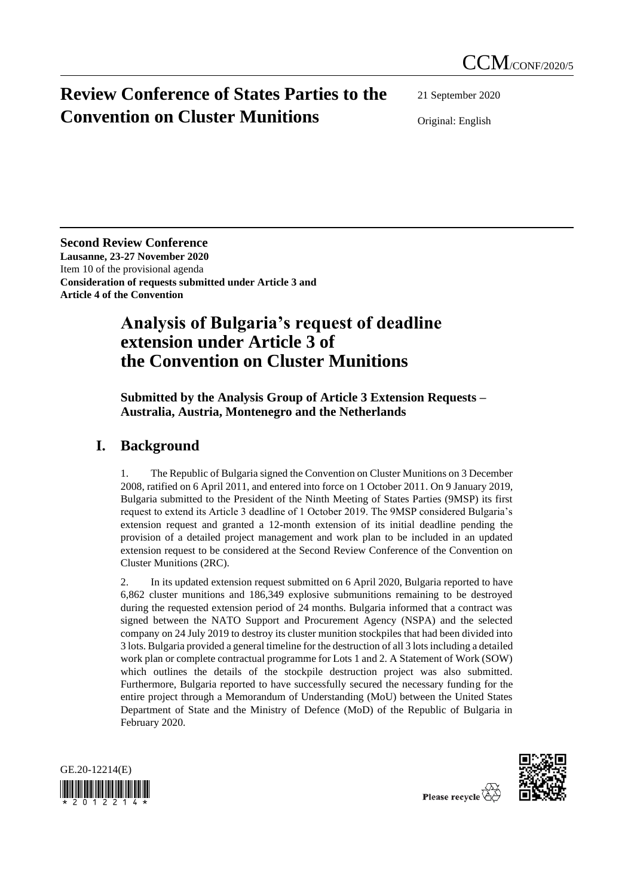CCM/CONF/2020/5

# Review Conference of States Parties to the Convention on Cluster Munitions

21 September 2020

Original: English

**Second Review Conference**
**Lausanne, 23-27 November 2020**
Item 10 of the provisional agenda
**Consideration of requests submitted under Article 3 and Article 4 of the Convention**

# Analysis of Bulgaria's request of deadline extension under Article 3 of the Convention on Cluster Munitions

**Submitted by the Analysis Group of Article 3 Extension Requests – Australia, Austria, Montenegro and the Netherlands**

## I. Background

1. The Republic of Bulgaria signed the Convention on Cluster Munitions on 3 December 2008, ratified on 6 April 2011, and entered into force on 1 October 2011. On 9 January 2019, Bulgaria submitted to the President of the Ninth Meeting of States Parties (9MSP) its first request to extend its Article 3 deadline of 1 October 2019. The 9MSP considered Bulgaria's extension request and granted a 12-month extension of its initial deadline pending the provision of a detailed project management and work plan to be included in an updated extension request to be considered at the Second Review Conference of the Convention on Cluster Munitions (2RC).

2. In its updated extension request submitted on 6 April 2020, Bulgaria reported to have 6,862 cluster munitions and 186,349 explosive submunitions remaining to be destroyed during the requested extension period of 24 months. Bulgaria informed that a contract was signed between the NATO Support and Procurement Agency (NSPA) and the selected company on 24 July 2019 to destroy its cluster munition stockpiles that had been divided into 3 lots. Bulgaria provided a general timeline for the destruction of all 3 lots including a detailed work plan or complete contractual programme for Lots 1 and 2. A Statement of Work (SOW) which outlines the details of the stockpile destruction project was also submitted. Furthermore, Bulgaria reported to have successfully secured the necessary funding for the entire project through a Memorandum of Understanding (MoU) between the United States Department of State and the Ministry of Defence (MoD) of the Republic of Bulgaria in February 2020.

GE.20-12214(E)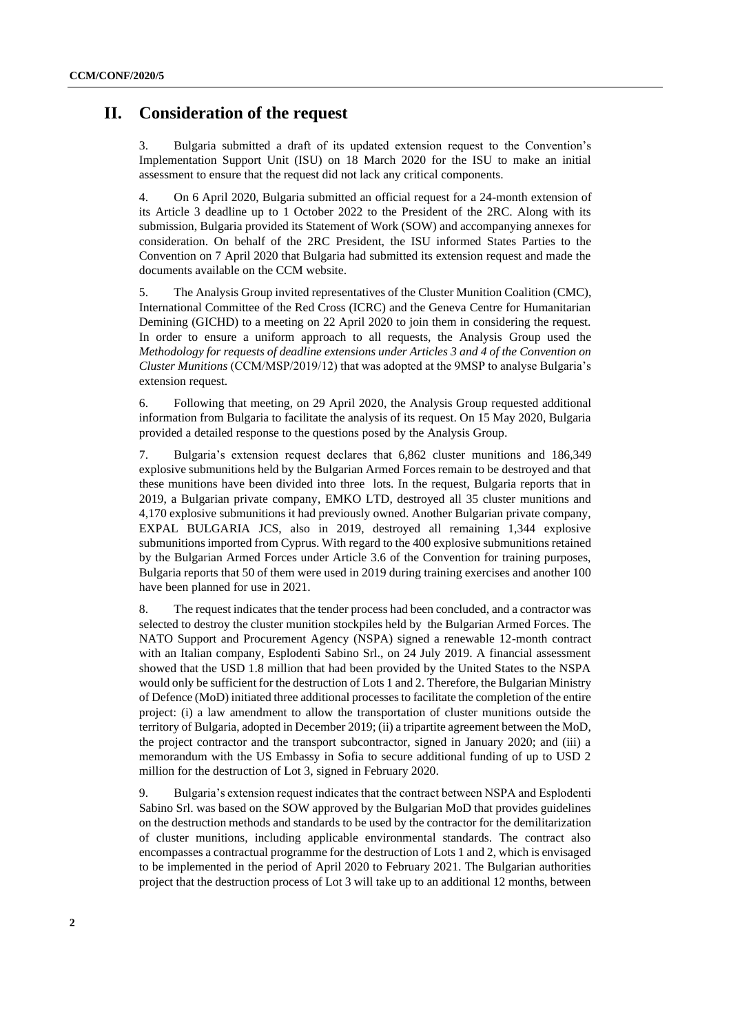## II. Consideration of the request

3. Bulgaria submitted a draft of its updated extension request to the Convention's Implementation Support Unit (ISU) on 18 March 2020 for the ISU to make an initial assessment to ensure that the request did not lack any critical components.

4. On 6 April 2020, Bulgaria submitted an official request for a 24-month extension of its Article 3 deadline up to 1 October 2022 to the President of the 2RC. Along with its submission, Bulgaria provided its Statement of Work (SOW) and accompanying annexes for consideration. On behalf of the 2RC President, the ISU informed States Parties to the Convention on 7 April 2020 that Bulgaria had submitted its extension request and made the documents available on the CCM website.

5. The Analysis Group invited representatives of the Cluster Munition Coalition (CMC), International Committee of the Red Cross (ICRC) and the Geneva Centre for Humanitarian Demining (GICHD) to a meeting on 22 April 2020 to join them in considering the request. In order to ensure a uniform approach to all requests, the Analysis Group used the *Methodology for requests of deadline extensions under Articles 3 and 4 of the Convention on Cluster Munitions* (CCM/MSP/2019/12) that was adopted at the 9MSP to analyse Bulgaria's extension request.

6. Following that meeting, on 29 April 2020, the Analysis Group requested additional information from Bulgaria to facilitate the analysis of its request. On 15 May 2020, Bulgaria provided a detailed response to the questions posed by the Analysis Group.

7. Bulgaria's extension request declares that 6,862 cluster munitions and 186,349 explosive submunitions held by the Bulgarian Armed Forces remain to be destroyed and that these munitions have been divided into three lots. In the request, Bulgaria reports that in 2019, a Bulgarian private company, EMKO LTD, destroyed all 35 cluster munitions and 4,170 explosive submunitions it had previously owned. Another Bulgarian private company, EXPAL BULGARIA JCS, also in 2019, destroyed all remaining 1,344 explosive submunitions imported from Cyprus. With regard to the 400 explosive submunitions retained by the Bulgarian Armed Forces under Article 3.6 of the Convention for training purposes, Bulgaria reports that 50 of them were used in 2019 during training exercises and another 100 have been planned for use in 2021.

8. The request indicates that the tender process had been concluded, and a contractor was selected to destroy the cluster munition stockpiles held by the Bulgarian Armed Forces. The NATO Support and Procurement Agency (NSPA) signed a renewable 12-month contract with an Italian company, Esplodenti Sabino Srl., on 24 July 2019. A financial assessment showed that the USD 1.8 million that had been provided by the United States to the NSPA would only be sufficient for the destruction of Lots 1 and 2. Therefore, the Bulgarian Ministry of Defence (MoD) initiated three additional processes to facilitate the completion of the entire project: (i) a law amendment to allow the transportation of cluster munitions outside the territory of Bulgaria, adopted in December 2019; (ii) a tripartite agreement between the MoD, the project contractor and the transport subcontractor, signed in January 2020; and (iii) a memorandum with the US Embassy in Sofia to secure additional funding of up to USD 2 million for the destruction of Lot 3, signed in February 2020.

9. Bulgaria's extension request indicates that the contract between NSPA and Esplodenti Sabino Srl. was based on the SOW approved by the Bulgarian MoD that provides guidelines on the destruction methods and standards to be used by the contractor for the demilitarization of cluster munitions, including applicable environmental standards. The contract also encompasses a contractual programme for the destruction of Lots 1 and 2, which is envisaged to be implemented in the period of April 2020 to February 2021. The Bulgarian authorities project that the destruction process of Lot 3 will take up to an additional 12 months, between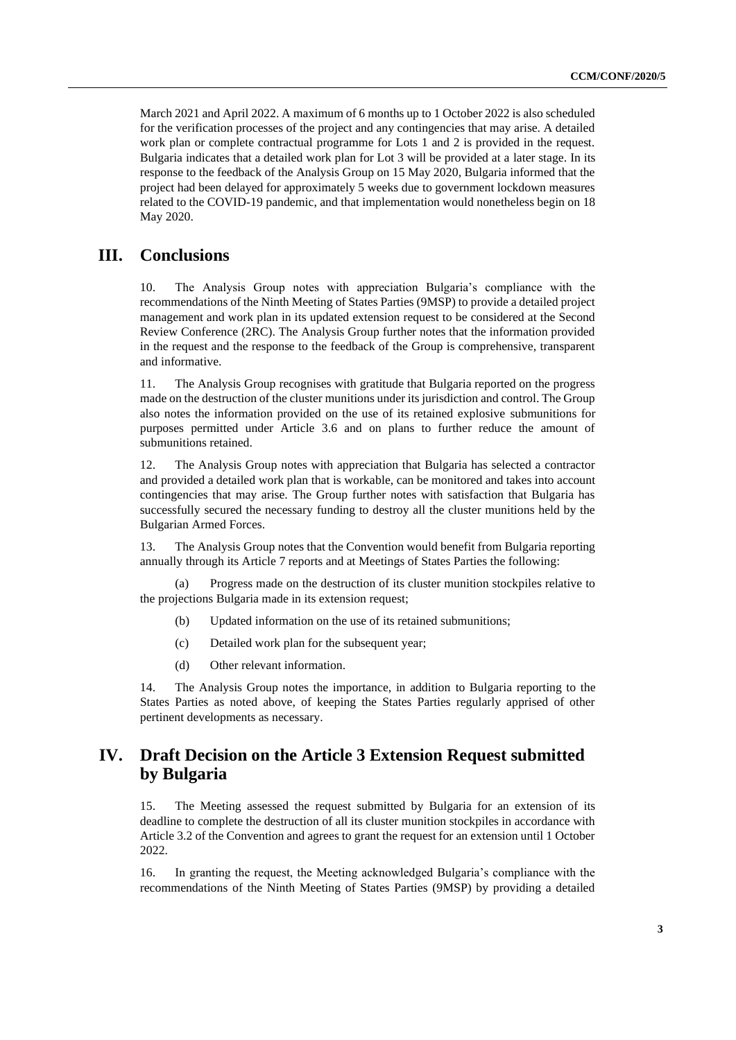March 2021 and April 2022. A maximum of 6 months up to 1 October 2022 is also scheduled for the verification processes of the project and any contingencies that may arise. A detailed work plan or complete contractual programme for Lots 1 and 2 is provided in the request. Bulgaria indicates that a detailed work plan for Lot 3 will be provided at a later stage. In its response to the feedback of the Analysis Group on 15 May 2020, Bulgaria informed that the project had been delayed for approximately 5 weeks due to government lockdown measures related to the COVID-19 pandemic, and that implementation would nonetheless begin on 18 May 2020.

## III. Conclusions

10. The Analysis Group notes with appreciation Bulgaria's compliance with the recommendations of the Ninth Meeting of States Parties (9MSP) to provide a detailed project management and work plan in its updated extension request to be considered at the Second Review Conference (2RC). The Analysis Group further notes that the information provided in the request and the response to the feedback of the Group is comprehensive, transparent and informative.

11. The Analysis Group recognises with gratitude that Bulgaria reported on the progress made on the destruction of the cluster munitions under its jurisdiction and control. The Group also notes the information provided on the use of its retained explosive submunitions for purposes permitted under Article 3.6 and on plans to further reduce the amount of submunitions retained.

12. The Analysis Group notes with appreciation that Bulgaria has selected a contractor and provided a detailed work plan that is workable, can be monitored and takes into account contingencies that may arise. The Group further notes with satisfaction that Bulgaria has successfully secured the necessary funding to destroy all the cluster munitions held by the Bulgarian Armed Forces.

13. The Analysis Group notes that the Convention would benefit from Bulgaria reporting annually through its Article 7 reports and at Meetings of States Parties the following:

(a) Progress made on the destruction of its cluster munition stockpiles relative to the projections Bulgaria made in its extension request;

(b) Updated information on the use of its retained submunitions;

(c) Detailed work plan for the subsequent year;

(d) Other relevant information.

14. The Analysis Group notes the importance, in addition to Bulgaria reporting to the States Parties as noted above, of keeping the States Parties regularly apprised of other pertinent developments as necessary.

## IV. Draft Decision on the Article 3 Extension Request submitted by Bulgaria

15. The Meeting assessed the request submitted by Bulgaria for an extension of its deadline to complete the destruction of all its cluster munition stockpiles in accordance with Article 3.2 of the Convention and agrees to grant the request for an extension until 1 October 2022.

16. In granting the request, the Meeting acknowledged Bulgaria's compliance with the recommendations of the Ninth Meeting of States Parties (9MSP) by providing a detailed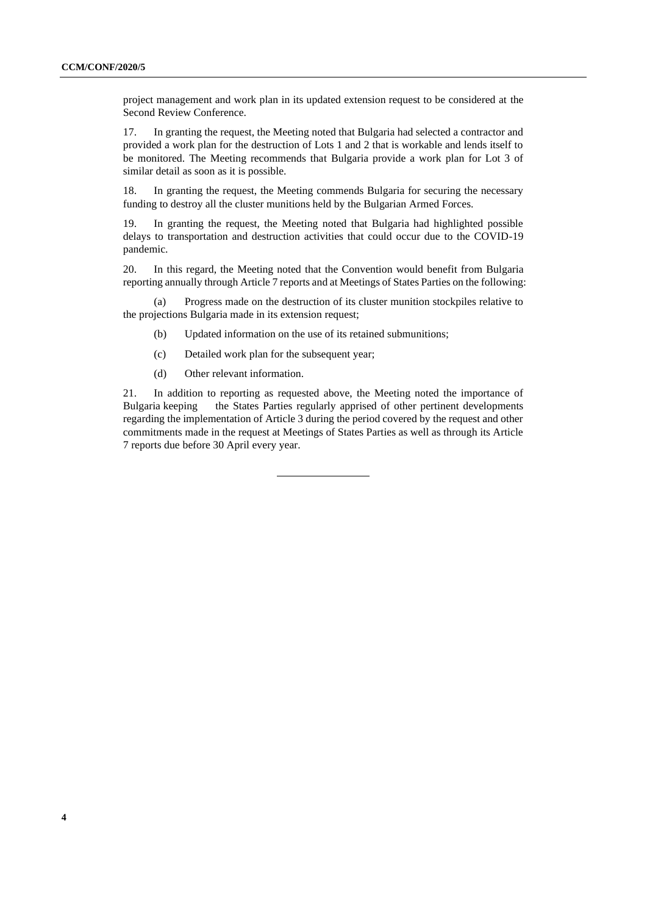project management and work plan in its updated extension request to be considered at the Second Review Conference.

17. In granting the request, the Meeting noted that Bulgaria had selected a contractor and provided a work plan for the destruction of Lots 1 and 2 that is workable and lends itself to be monitored. The Meeting recommends that Bulgaria provide a work plan for Lot 3 of similar detail as soon as it is possible.

18. In granting the request, the Meeting commends Bulgaria for securing the necessary funding to destroy all the cluster munitions held by the Bulgarian Armed Forces.

19. In granting the request, the Meeting noted that Bulgaria had highlighted possible delays to transportation and destruction activities that could occur due to the COVID-19 pandemic.

20. In this regard, the Meeting noted that the Convention would benefit from Bulgaria reporting annually through Article 7 reports and at Meetings of States Parties on the following:

(a) Progress made on the destruction of its cluster munition stockpiles relative to the projections Bulgaria made in its extension request;

(b) Updated information on the use of its retained submunitions;

(c) Detailed work plan for the subsequent year;

(d) Other relevant information.

21. In addition to reporting as requested above, the Meeting noted the importance of Bulgaria keeping the States Parties regularly apprised of other pertinent developments regarding the implementation of Article 3 during the period covered by the request and other commitments made in the request at Meetings of States Parties as well as through its Article 7 reports due before 30 April every year.